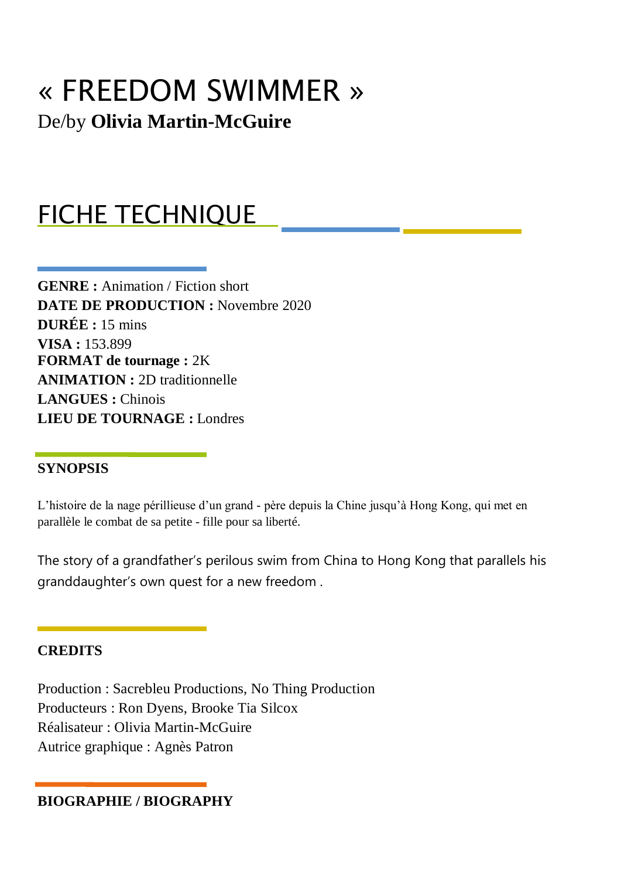# « FREEDOM SWIMMER »

De/by **Olivia Martin-McGuire**

## FICHE TECHNIQUE

**GENRE :** Animation / Fiction short
**DATE DE PRODUCTION :** Novembre 2020
**DURÉE :** 15 mins
**VISA :** 153.899
**FORMAT de tournage :** 2K
**ANIMATION :** 2D traditionnelle
**LANGUES :** Chinois
**LIEU DE TOURNAGE :** Londres

### SYNOPSIS

L'histoire de la nage périllieuse d'un grand - père depuis la Chine jusqu'à Hong Kong, qui met en parallèle le combat de sa petite - fille pour sa liberté.

The story of a grandfather's perilous swim from China to Hong Kong that parallels his granddaughter's own quest for a new freedom .

### CREDITS

Production : Sacrebleu Productions, No Thing Production
Producteurs : Ron Dyens, Brooke Tia Silcox
Réalisateur : Olivia Martin-McGuire
Autrice graphique : Agnès Patron

### BIOGRAPHIE / BIOGRAPHY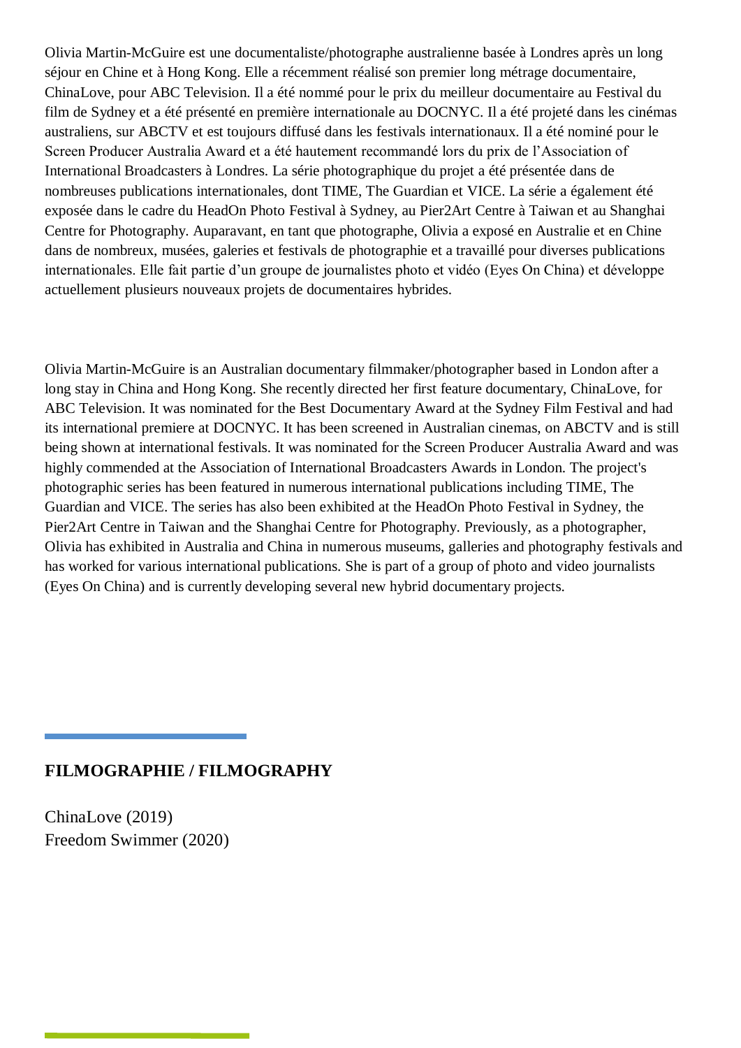Olivia Martin-McGuire est une documentaliste/photographe australienne basée à Londres après un long séjour en Chine et à Hong Kong. Elle a récemment réalisé son premier long métrage documentaire, ChinaLove, pour ABC Television. Il a été nommé pour le prix du meilleur documentaire au Festival du film de Sydney et a été présenté en première internationale au DOCNYC. Il a été projeté dans les cinémas australiens, sur ABCTV et est toujours diffusé dans les festivals internationaux. Il a été nominé pour le Screen Producer Australia Award et a été hautement recommandé lors du prix de l'Association of International Broadcasters à Londres. La série photographique du projet a été présentée dans de nombreuses publications internationales, dont TIME, The Guardian et VICE. La série a également été exposée dans le cadre du HeadOn Photo Festival à Sydney, au Pier2Art Centre à Taiwan et au Shanghai Centre for Photography. Auparavant, en tant que photographe, Olivia a exposé en Australie et en Chine dans de nombreux, musées, galeries et festivals de photographie et a travaillé pour diverses publications internationales. Elle fait partie d'un groupe de journalistes photo et vidéo (Eyes On China) et développe actuellement plusieurs nouveaux projets de documentaires hybrides.

Olivia Martin-McGuire is an Australian documentary filmmaker/photographer based in London after a long stay in China and Hong Kong. She recently directed her first feature documentary, ChinaLove, for ABC Television. It was nominated for the Best Documentary Award at the Sydney Film Festival and had its international premiere at DOCNYC. It has been screened in Australian cinemas, on ABCTV and is still being shown at international festivals. It was nominated for the Screen Producer Australia Award and was highly commended at the Association of International Broadcasters Awards in London. The project's photographic series has been featured in numerous international publications including TIME, The Guardian and VICE. The series has also been exhibited at the HeadOn Photo Festival in Sydney, the Pier2Art Centre in Taiwan and the Shanghai Centre for Photography. Previously, as a photographer, Olivia has exhibited in Australia and China in numerous museums, galleries and photography festivals and has worked for various international publications. She is part of a group of photo and video journalists (Eyes On China) and is currently developing several new hybrid documentary projects.

## FILMOGRAPHIE / FILMOGRAPHY

ChinaLove (2019)
Freedom Swimmer (2020)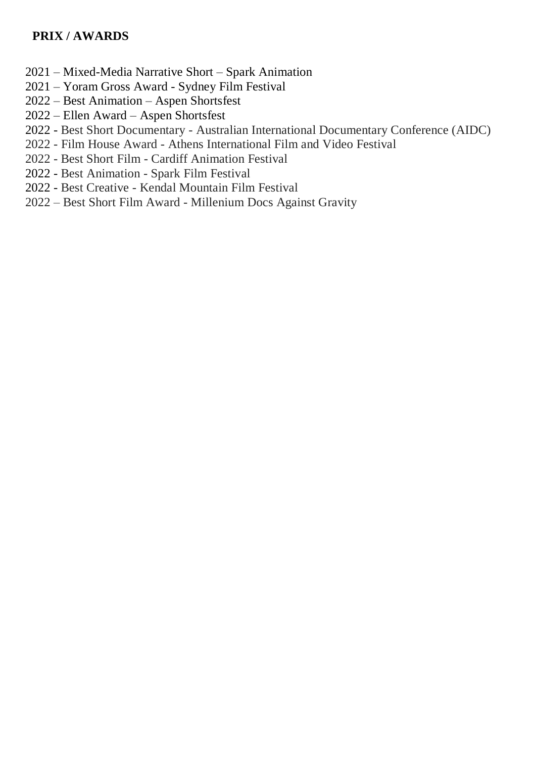**PRIX / AWARDS**

2021 – Mixed-Media Narrative Short – Spark Animation
2021 – Yoram Gross Award - Sydney Film Festival
2022 – Best Animation – Aspen Shortsfest
2022 – Ellen Award – Aspen Shortsfest
2022 - Best Short Documentary - Australian International Documentary Conference (AIDC)
2022 - Film House Award - Athens International Film and Video Festival
2022 - Best Short Film - Cardiff Animation Festival
2022 - Best Animation - Spark Film Festival
2022 - Best Creative - Kendal Mountain Film Festival
2022 – Best Short Film Award - Millenium Docs Against Gravity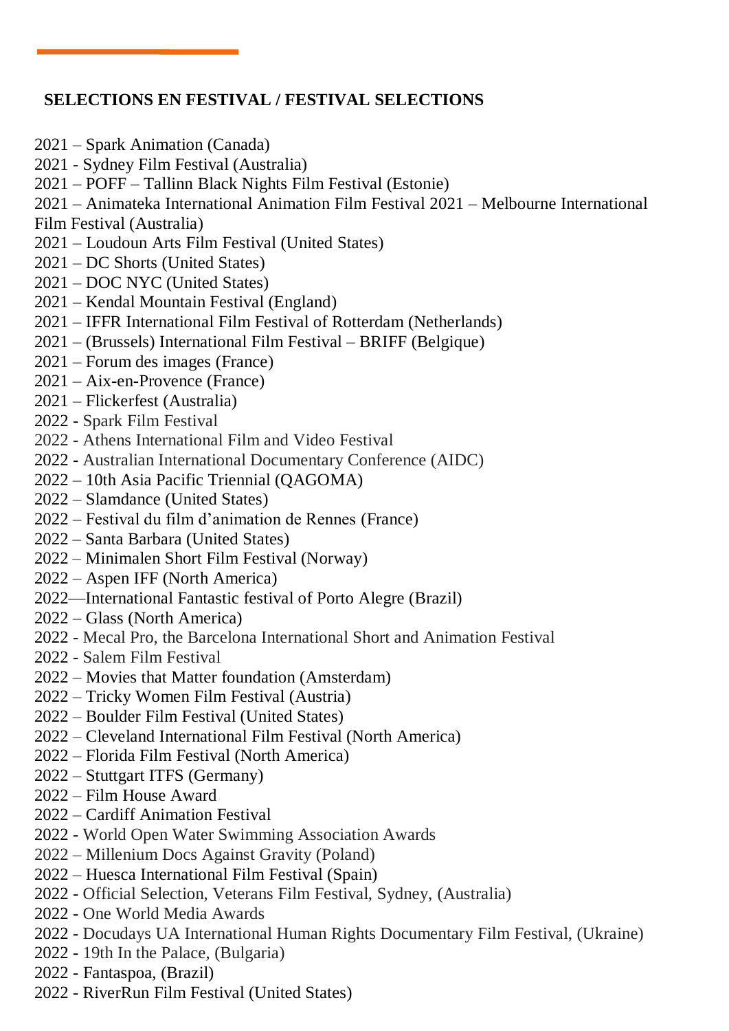## SELECTIONS EN FESTIVAL / FESTIVAL SELECTIONS

2021 – Spark Animation (Canada)
2021 - Sydney Film Festival (Australia)
2021 – POFF – Tallinn Black Nights Film Festival (Estonie)
2021 – Animateka International Animation Film Festival 2021 – Melbourne International Film Festival (Australia)
2021 – Loudoun Arts Film Festival (United States)
2021 – DC Shorts (United States)
2021 – DOC NYC (United States)
2021 – Kendal Mountain Festival (England)
2021 – IFFR International Film Festival of Rotterdam (Netherlands)
2021 – (Brussels) International Film Festival – BRIFF (Belgique)
2021 – Forum des images (France)
2021 – Aix-en-Provence (France)
2021 – Flickerfest (Australia)
2022 - Spark Film Festival
2022 - Athens International Film and Video Festival
2022 - Australian International Documentary Conference (AIDC)
2022 – 10th Asia Pacific Triennial (QAGOMA)
2022 – Slamdance (United States)
2022 – Festival du film d'animation de Rennes (France)
2022 – Santa Barbara (United States)
2022 – Minimalen Short Film Festival (Norway)
2022 – Aspen IFF (North America)
2022—International Fantastic festival of Porto Alegre (Brazil)
2022 – Glass (North America)
2022 - Mecal Pro, the Barcelona International Short and Animation Festival
2022 - Salem Film Festival
2022 – Movies that Matter foundation (Amsterdam)
2022 – Tricky Women Film Festival (Austria)
2022 – Boulder Film Festival (United States)
2022 – Cleveland International Film Festival (North America)
2022 – Florida Film Festival (North America)
2022 – Stuttgart ITFS (Germany)
2022 – Film House Award
2022 – Cardiff Animation Festival
2022 - World Open Water Swimming Association Awards
2022 – Millenium Docs Against Gravity (Poland)
2022 – Huesca International Film Festival (Spain)
2022 - Official Selection, Veterans Film Festival, Sydney, (Australia)
2022 - One World Media Awards
2022 - Docudays UA International Human Rights Documentary Film Festival, (Ukraine)
2022 - 19th In the Palace, (Bulgaria)
2022 - Fantaspoa, (Brazil)
2022 - RiverRun Film Festival (United States)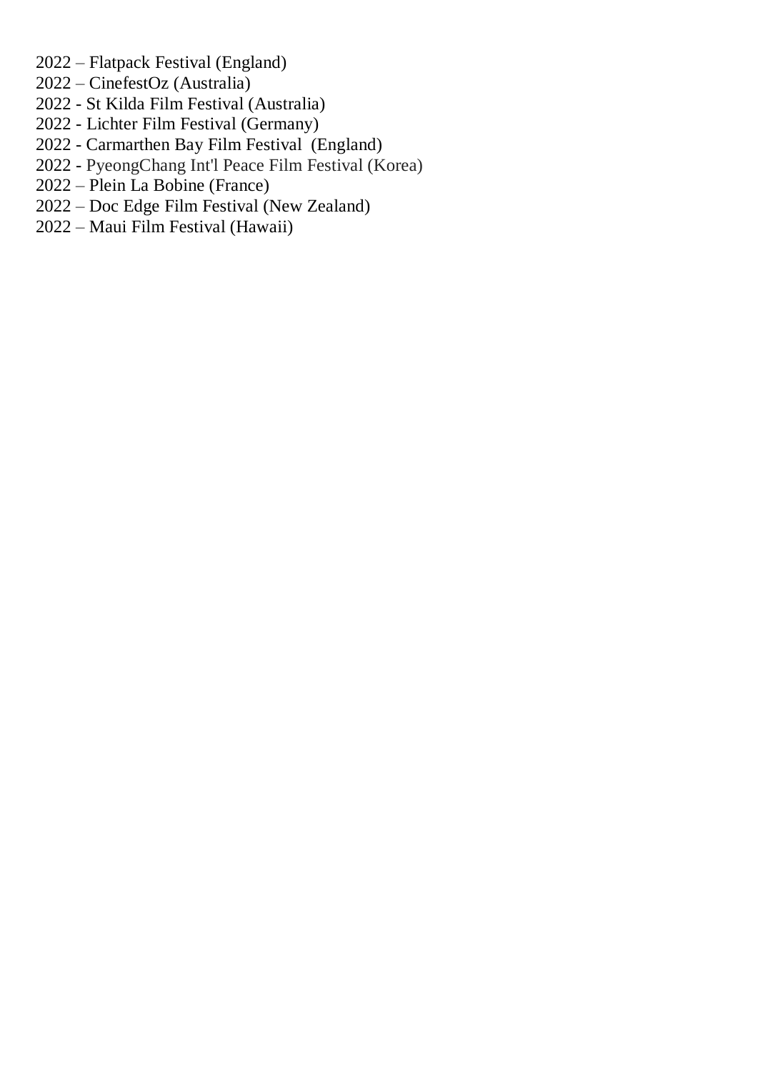2022 – Flatpack Festival (England)
2022 – CinefestOz (Australia)
2022 - St Kilda Film Festival (Australia)
2022 - Lichter Film Festival (Germany)
2022 - Carmarthen Bay Film Festival  (England)
2022 - PyeongChang Int'l Peace Film Festival (Korea)
2022 – Plein La Bobine (France)
2022 – Doc Edge Film Festival (New Zealand)
2022 – Maui Film Festival (Hawaii)